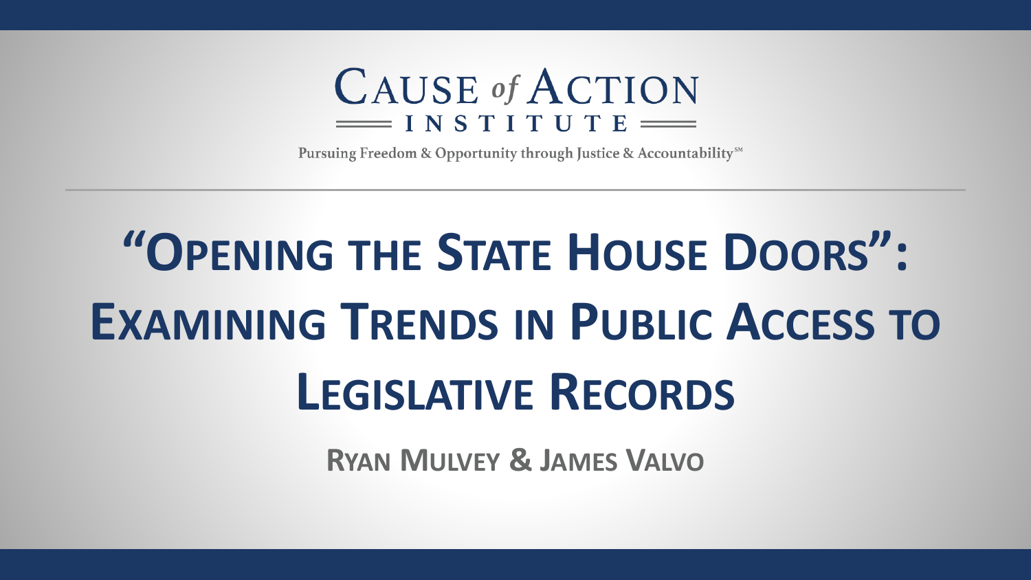Cause *of* Action
INSTITUTE

Pursuing Freedom & Opportunity through Justice & Accountability℠

# "Opening the State House Doors": Examining Trends in Public Access to Legislative Records

**Ryan Mulvey & James Valvo**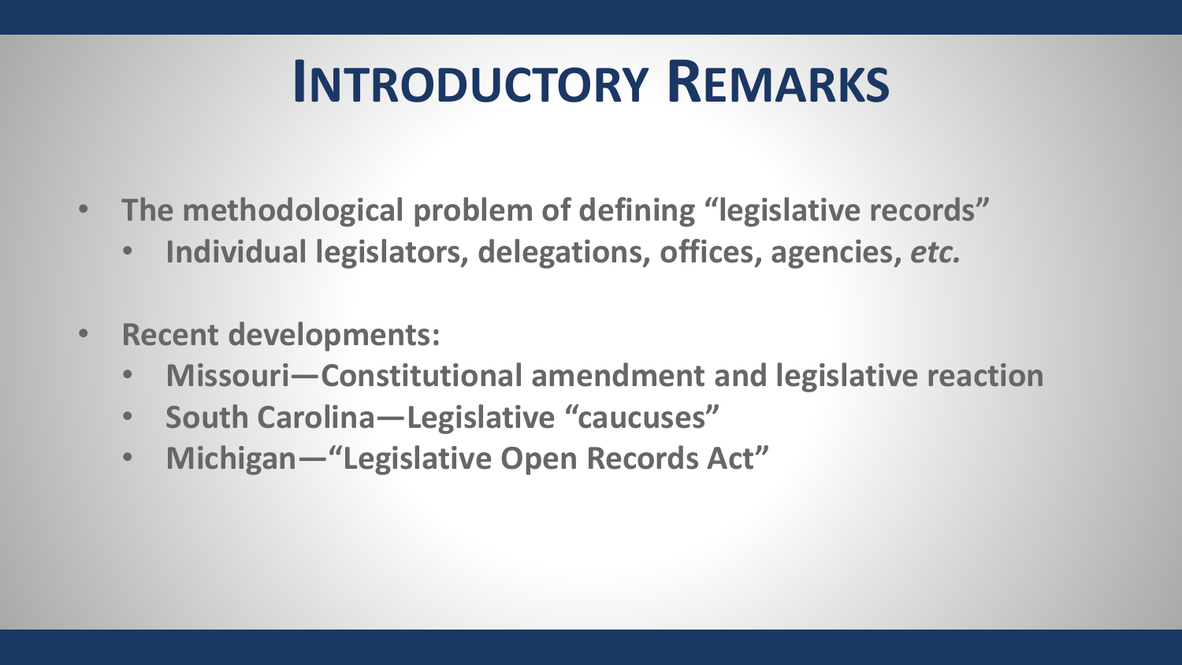# Introductory Remarks

- **The methodological problem of defining "legislative records"**
  - **Individual legislators, delegations, offices, agencies, *etc.***
- **Recent developments:**
  - **Missouri—Constitutional amendment and legislative reaction**
  - **South Carolina—Legislative "caucuses"**
  - **Michigan—"Legislative Open Records Act"**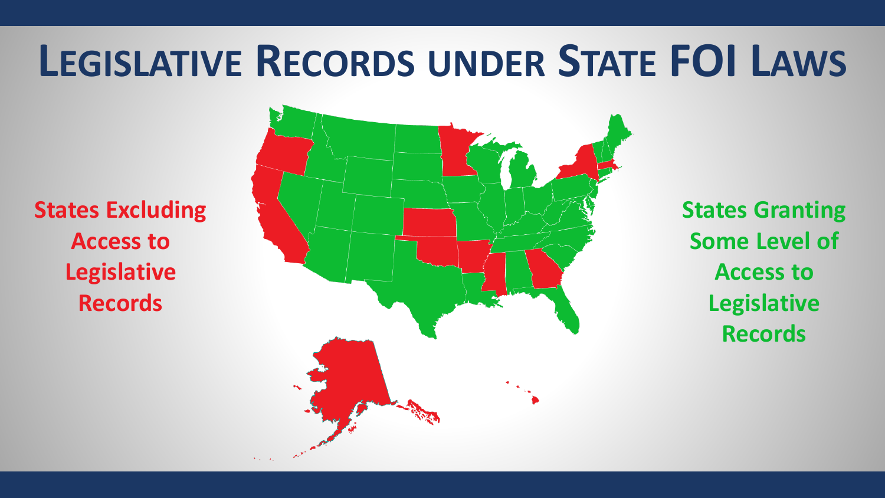# Legislative Records under State FOI Laws

States Excluding Access to Legislative Records

States Granting Some Level of Access to Legislative Records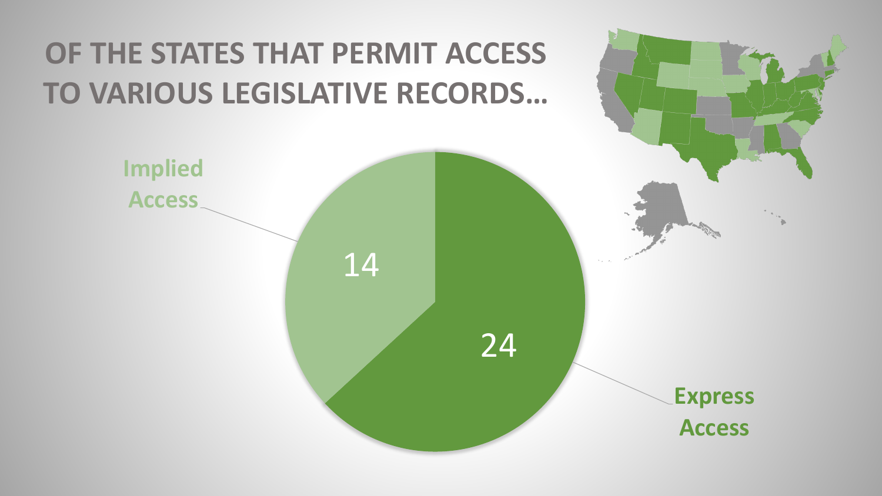# OF THE STATES THAT PERMIT ACCESS TO VARIOUS LEGISLATIVE RECORDS…

Implied Access

14

24

Express Access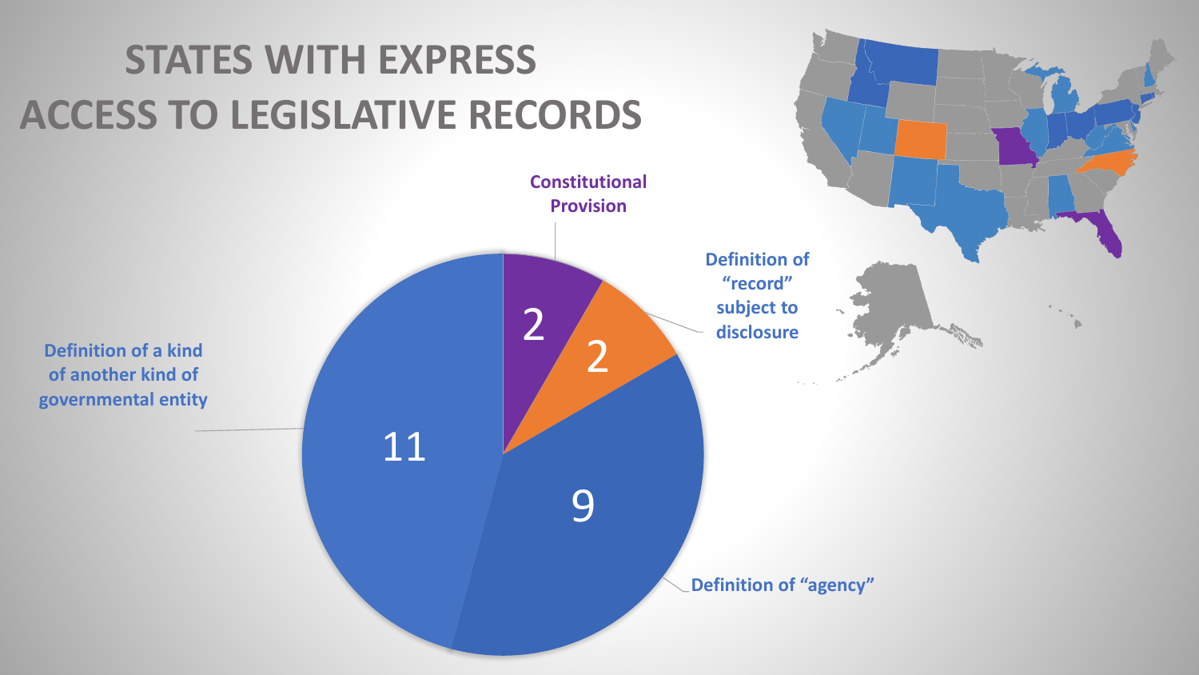# STATES WITH EXPRESS ACCESS TO LEGISLATIVE RECORDS

Constitutional Provision

2

Definition of "record" subject to disclosure

2

Definition of "agency"

9

Definition of a kind of another kind of governmental entity

11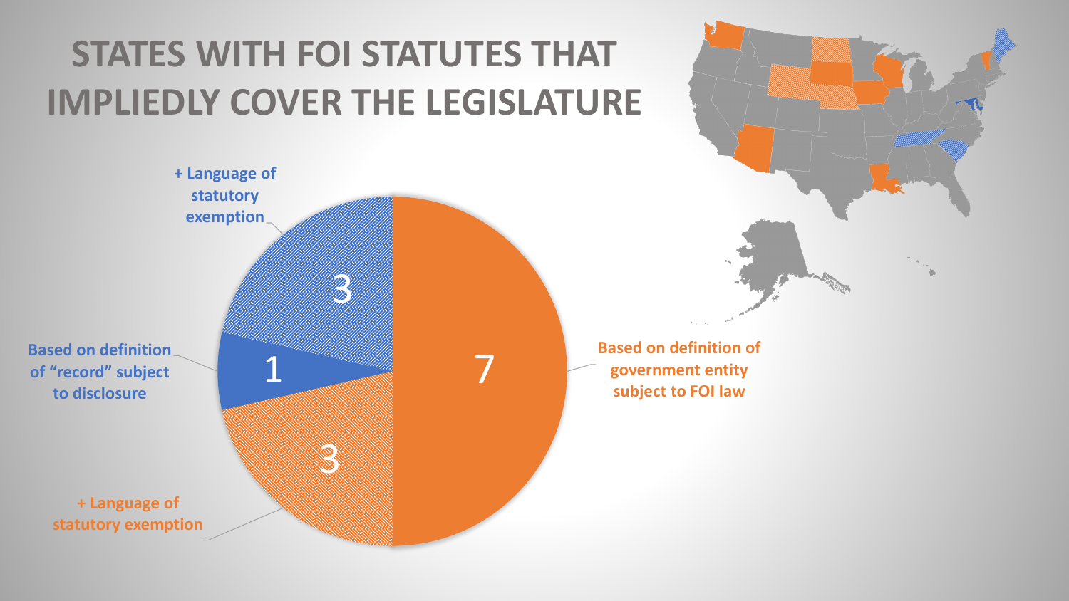# STATES WITH FOI STATUTES THAT IMPLIEDLY COVER THE LEGISLATURE

+ Language of statutory exemption

3

Based on definition of “record” subject to disclosure

1

7

Based on definition of government entity subject to FOI law

3

+ Language of statutory exemption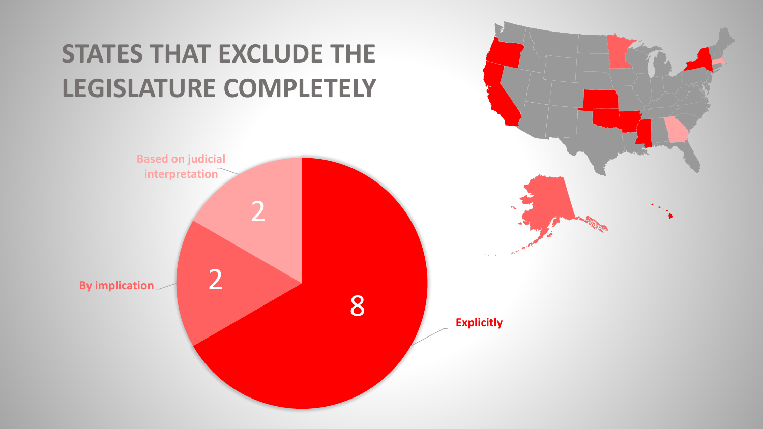# STATES THAT EXCLUDE THE LEGISLATURE COMPLETELY

Based on judicial interpretation

2

By implication

2

8

Explicitly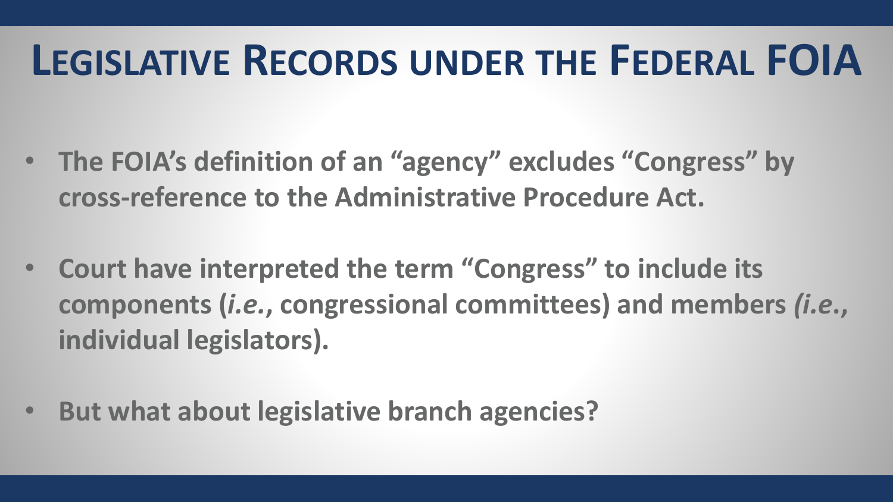# Legislative Records under the Federal FOIA

- **The FOIA's definition of an "agency" excludes "Congress" by cross-reference to the Administrative Procedure Act.**
- **Court have interpreted the term "Congress" to include its components (*i.e.*, congressional committees) and members *(i.e.*, individual legislators).**
- **But what about legislative branch agencies?**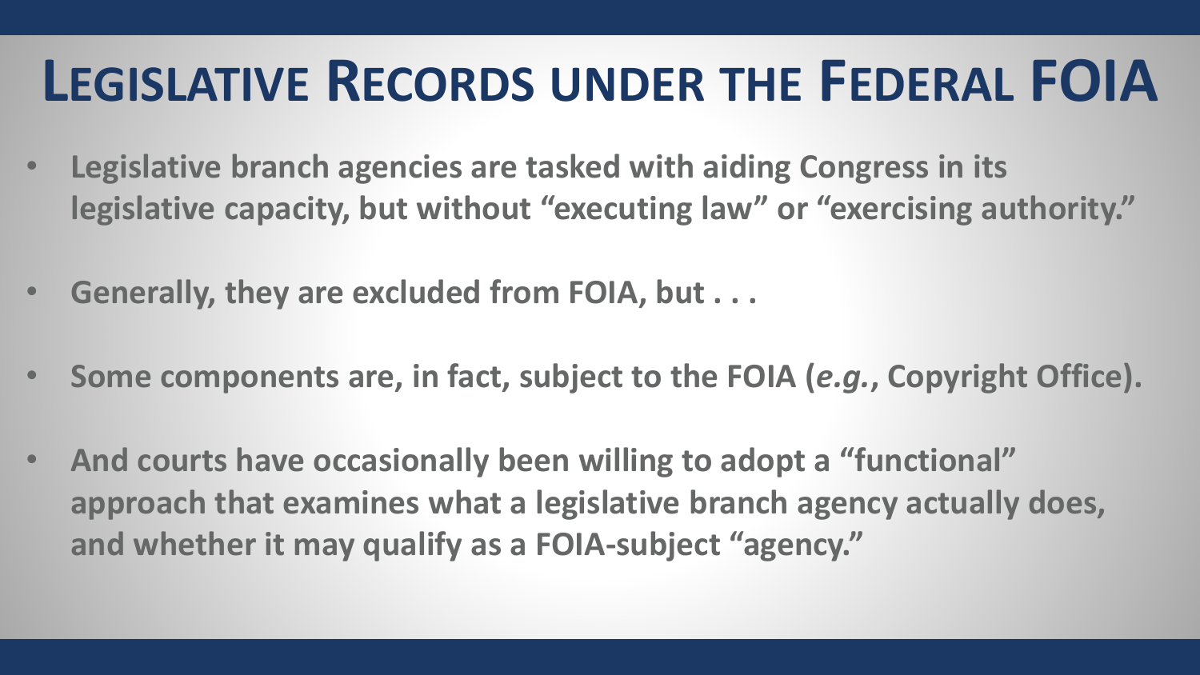# Legislative Records under the Federal FOIA

- **Legislative branch agencies are tasked with aiding Congress in its legislative capacity, but without "executing law" or "exercising authority."**
- **Generally, they are excluded from FOIA, but . . .**
- **Some components are, in fact, subject to the FOIA (*e.g.*, Copyright Office).**
- **And courts have occasionally been willing to adopt a "functional" approach that examines what a legislative branch agency actually does, and whether it may qualify as a FOIA-subject "agency."**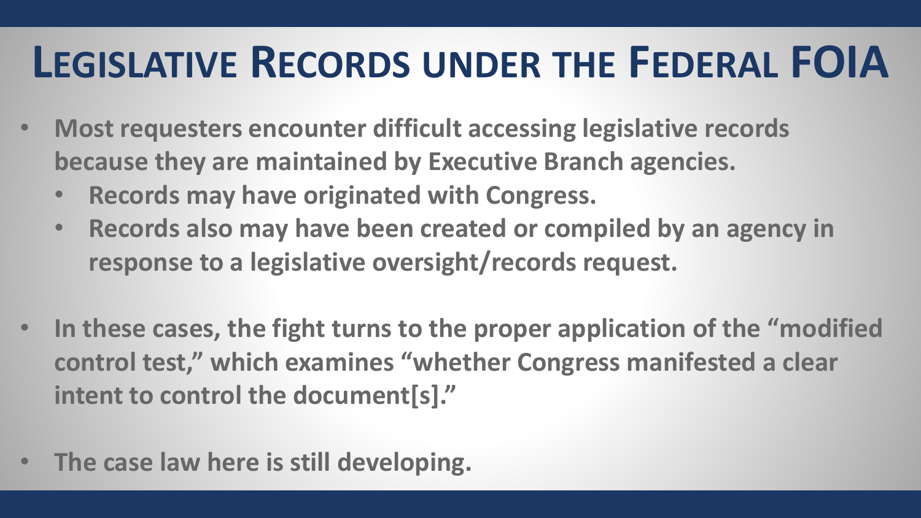# Legislative Records under the Federal FOIA

- **Most requesters encounter difficult accessing legislative records because they are maintained by Executive Branch agencies.**
  - **Records may have originated with Congress.**
  - **Records also may have been created or compiled by an agency in response to a legislative oversight/records request.**
- **In these cases, the fight turns to the proper application of the "modified control test," which examines "whether Congress manifested a clear intent to control the document[s]."**
- **The case law here is still developing.**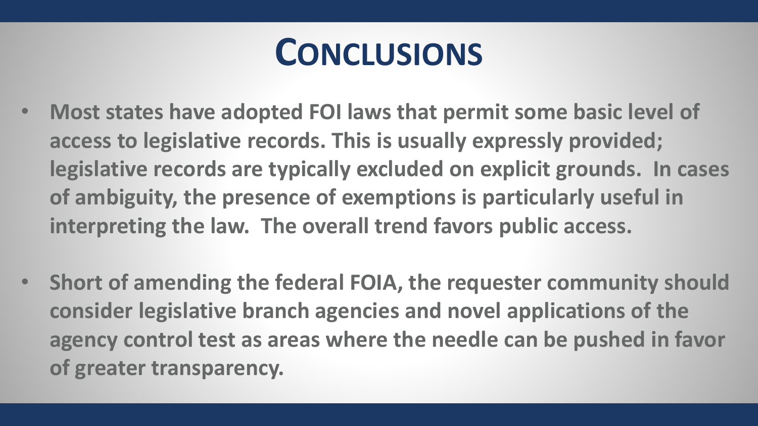# Conclusions

- **Most states have adopted FOI laws that permit some basic level of access to legislative records. This is usually expressly provided; legislative records are typically excluded on explicit grounds. In cases of ambiguity, the presence of exemptions is particularly useful in interpreting the law. The overall trend favors public access.**

- **Short of amending the federal FOIA, the requester community should consider legislative branch agencies and novel applications of the agency control test as areas where the needle can be pushed in favor of greater transparency.**